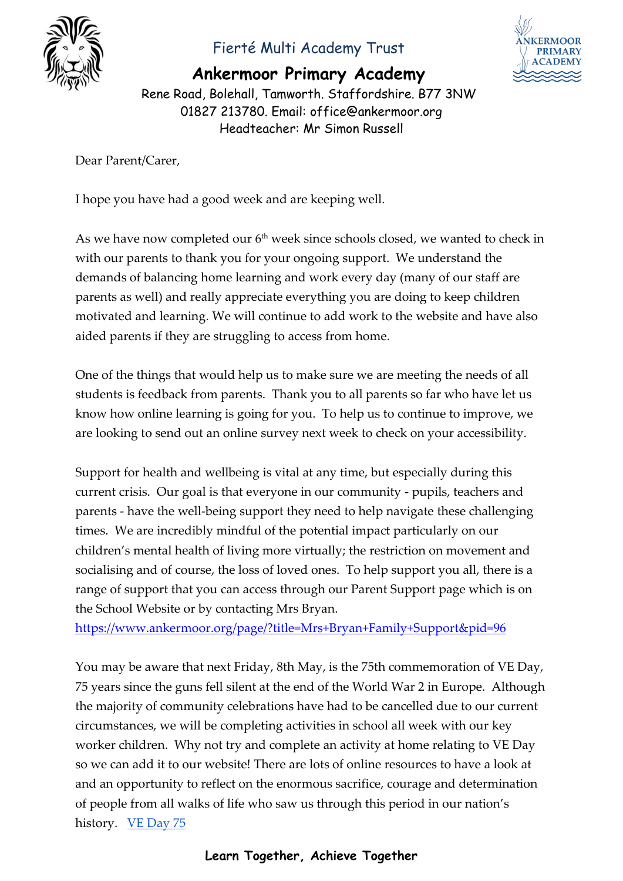Fierté Multi Academy Trust

# Ankermoor Primary Academy

Rene Road, Bolehall, Tamworth. Staffordshire. B77 3NW
01827 213780. Email: office@ankermoor.org
Headteacher: Mr Simon Russell

Dear Parent/Carer,

I hope you have had a good week and are keeping well.

As we have now completed our 6th week since schools closed, we wanted to check in with our parents to thank you for your ongoing support. We understand the demands of balancing home learning and work every day (many of our staff are parents as well) and really appreciate everything you are doing to keep children motivated and learning. We will continue to add work to the website and have also aided parents if they are struggling to access from home.

One of the things that would help us to make sure we are meeting the needs of all students is feedback from parents. Thank you to all parents so far who have let us know how online learning is going for you. To help us to continue to improve, we are looking to send out an online survey next week to check on your accessibility.

Support for health and wellbeing is vital at any time, but especially during this current crisis. Our goal is that everyone in our community - pupils, teachers and parents - have the well-being support they need to help navigate these challenging times. We are incredibly mindful of the potential impact particularly on our children's mental health of living more virtually; the restriction on movement and socialising and of course, the loss of loved ones. To help support you all, there is a range of support that you can access through our Parent Support page which is on the School Website or by contacting Mrs Bryan.
https://www.ankermoor.org/page/?title=Mrs+Bryan+Family+Support&pid=96

You may be aware that next Friday, 8th May, is the 75th commemoration of VE Day, 75 years since the guns fell silent at the end of the World War 2 in Europe. Although the majority of community celebrations have had to be cancelled due to our current circumstances, we will be completing activities in school all week with our key worker children. Why not try and complete an activity at home relating to VE Day so we can add it to our website! There are lots of online resources to have a look at and an opportunity to reflect on the enormous sacrifice, courage and determination of people from all walks of life who saw us through this period in our nation's history. VE Day 75

**Learn Together, Achieve Together**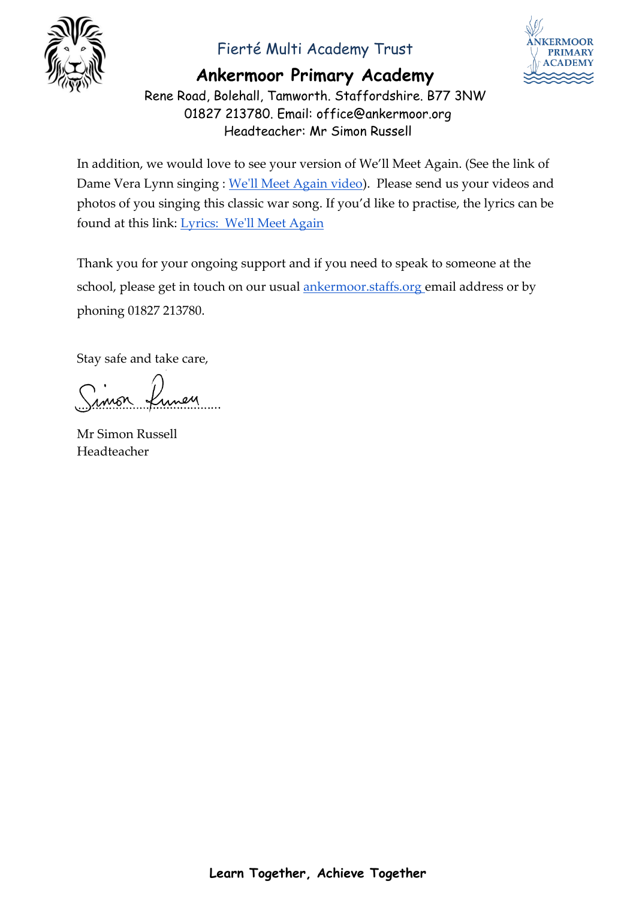Fierté Multi Academy Trust

# Ankermoor Primary Academy

Rene Road, Bolehall, Tamworth. Staffordshire. B77 3NW
01827 213780. Email: office@ankermoor.org
Headteacher: Mr Simon Russell

In addition, we would love to see your version of We'll Meet Again. (See the link of Dame Vera Lynn singing : We'll Meet Again video). Please send us your videos and photos of you singing this classic war song. If you'd like to practise, the lyrics can be found at this link: Lyrics: We'll Meet Again

Thank you for your ongoing support and if you need to speak to someone at the school, please get in touch on our usual ankermoor.staffs.org email address or by phoning 01827 213780.

Stay safe and take care,

Mr Simon Russell
Headteacher

**Learn Together, Achieve Together**